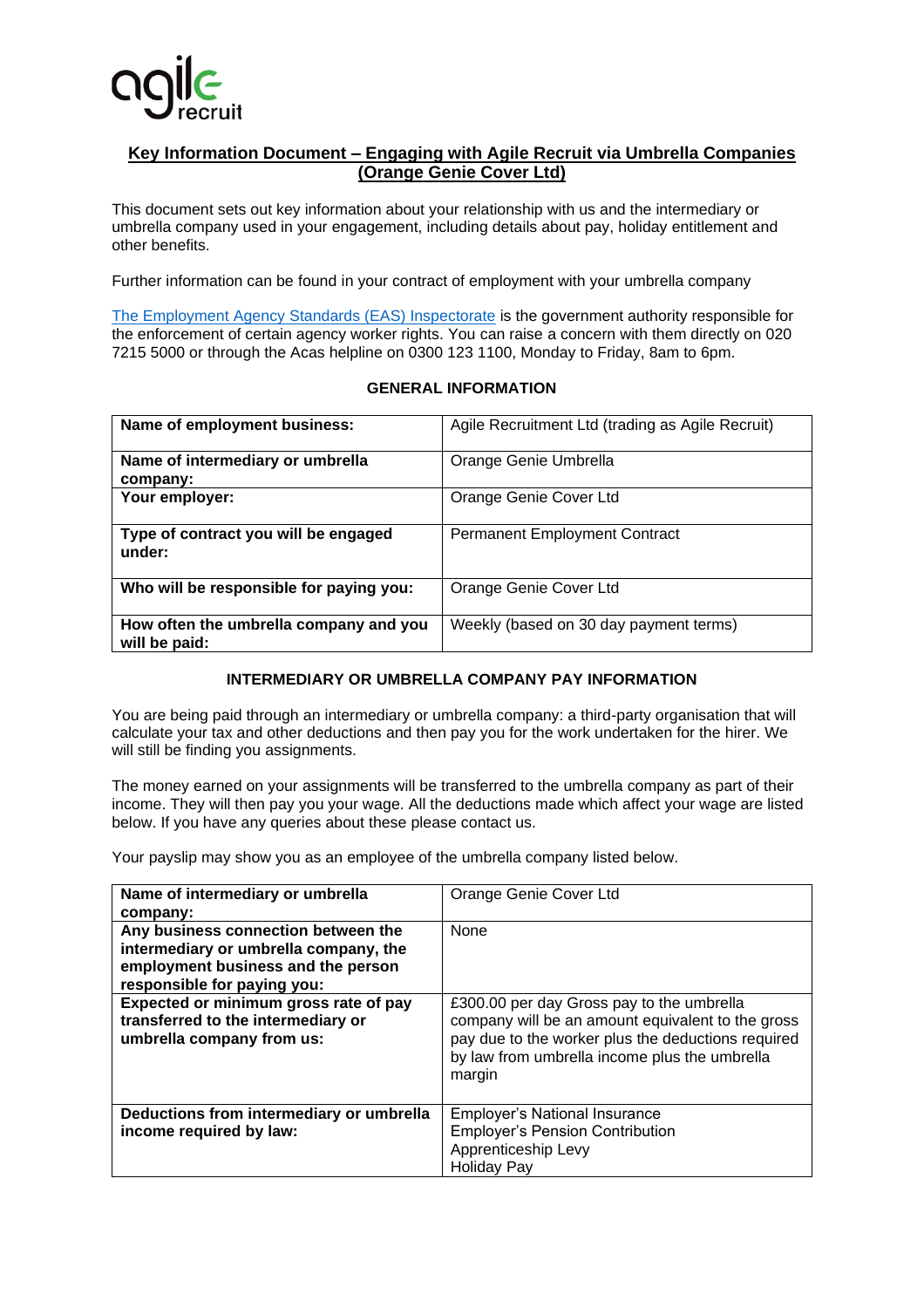## Key Information Document – Engaging with Agile Recruit via Umbrella Companies (Orange Genie Cover Ltd)

This document sets out key information about your relationship with us and the intermediary or umbrella company used in your engagement, including details about pay, holiday entitlement and other benefits.

Further information can be found in your contract of employment with your umbrella company

The Employment Agency Standards (EAS) Inspectorate is the government authority responsible for the enforcement of certain agency worker rights. You can raise a concern with them directly on 020 7215 5000 or through the Acas helpline on 0300 123 1100, Monday to Friday, 8am to 6pm.

### GENERAL INFORMATION

| | |
|---|---|
| **Name of employment business:** | Agile Recruitment Ltd (trading as Agile Recruit) |
| **Name of intermediary or umbrella company:** | Orange Genie Umbrella |
| **Your employer:** | Orange Genie Cover Ltd |
| **Type of contract you will be engaged under:** | Permanent Employment Contract |
| **Who will be responsible for paying you:** | Orange Genie Cover Ltd |
| **How often the umbrella company and you will be paid:** | Weekly (based on 30 day payment terms) |

### INTERMEDIARY OR UMBRELLA COMPANY PAY INFORMATION

You are being paid through an intermediary or umbrella company: a third-party organisation that will calculate your tax and other deductions and then pay you for the work undertaken for the hirer. We will still be finding you assignments.

The money earned on your assignments will be transferred to the umbrella company as part of their income. They will then pay you your wage. All the deductions made which affect your wage are listed below. If you have any queries about these please contact us.

Your payslip may show you as an employee of the umbrella company listed below.

| | |
|---|---|
| **Name of intermediary or umbrella company:** | Orange Genie Cover Ltd |
| **Any business connection between the intermediary or umbrella company, the employment business and the person responsible for paying you:** | None |
| **Expected or minimum gross rate of pay transferred to the intermediary or umbrella company from us:** | £300.00 per day Gross pay to the umbrella company will be an amount equivalent to the gross pay due to the worker plus the deductions required by law from umbrella income plus the umbrella margin |
| **Deductions from intermediary or umbrella income required by law:** | Employer's National Insurance<br>Employer's Pension Contribution<br>Apprenticeship Levy<br>Holiday Pay |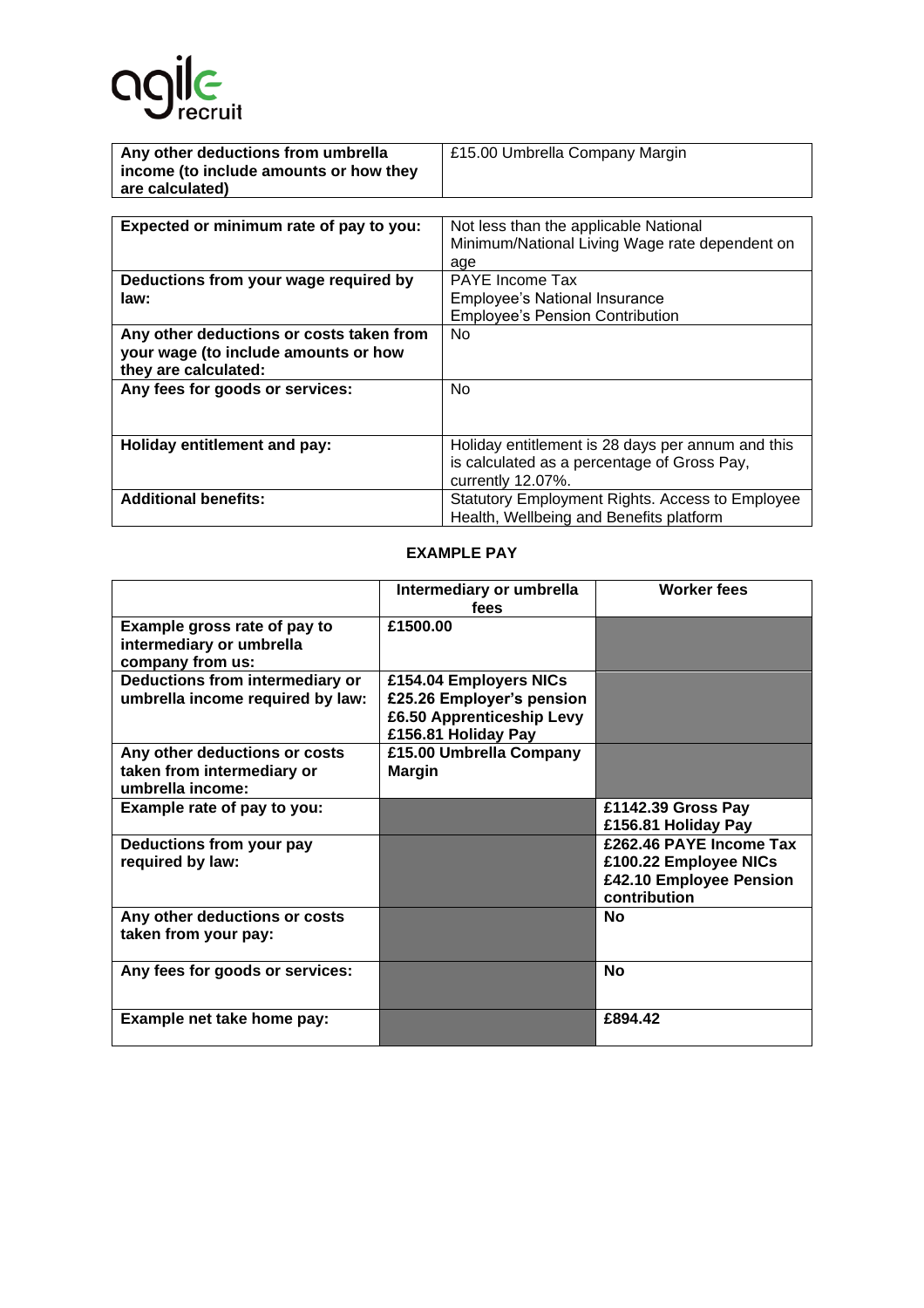| | |
|---|---|
| **Any other deductions from umbrella income (to include amounts or how they are calculated)** | £15.00 Umbrella Company Margin |

| | |
|---|---|
| **Expected or minimum rate of pay to you:** | Not less than the applicable National Minimum/National Living Wage rate dependent on age |
| **Deductions from your wage required by law:** | PAYE Income Tax<br>Employee's National Insurance<br>Employee's Pension Contribution |
| **Any other deductions or costs taken from your wage (to include amounts or how they are calculated:** | No |
| **Any fees for goods or services:** | No |
| **Holiday entitlement and pay:** | Holiday entitlement is 28 days per annum and this is calculated as a percentage of Gross Pay, currently 12.07%. |
| **Additional benefits:** | Statutory Employment Rights. Access to Employee Health, Wellbeing and Benefits platform |

**EXAMPLE PAY**

| | Intermediary or umbrella fees | Worker fees |
|---|---|---|
| **Example gross rate of pay to intermediary or umbrella company from us:** | **£1500.00** | |
| **Deductions from intermediary or umbrella income required by law:** | **£154.04 Employers NICs<br>£25.26 Employer's pension<br>£6.50 Apprenticeship Levy<br>£156.81 Holiday Pay** | |
| **Any other deductions or costs taken from intermediary or umbrella income:** | **£15.00 Umbrella Company Margin** | |
| **Example rate of pay to you:** | | **£1142.39 Gross Pay<br>£156.81 Holiday Pay** |
| **Deductions from your pay required by law:** | | **£262.46 PAYE Income Tax<br>£100.22 Employee NICs<br>£42.10 Employee Pension contribution** |
| **Any other deductions or costs taken from your pay:** | | **No** |
| **Any fees for goods or services:** | | **No** |
| **Example net take home pay:** | | **£894.42** |